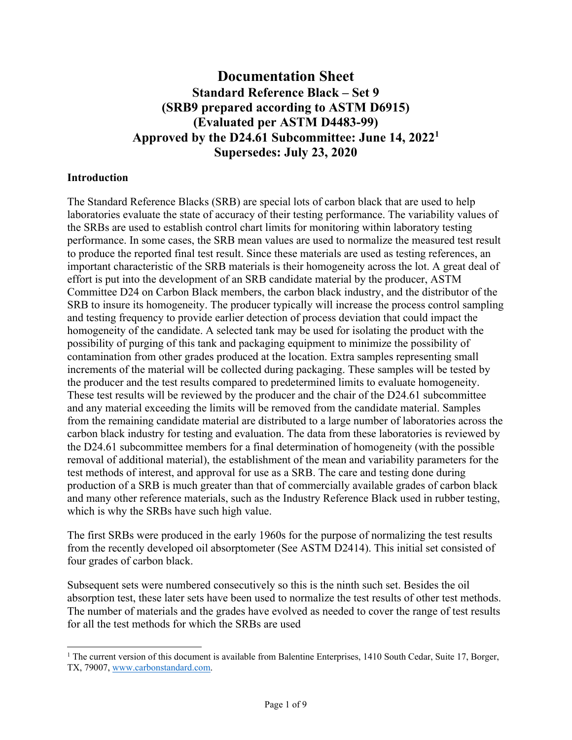# Documentation Sheet

## Standard Reference Black – Set 9
## (SRB9 prepared according to ASTM D6915)
## (Evaluated per ASTM D4483-99)
## Approved by the D24.61 Subcommittee: June 14, 2022[1]
## Supersedes: July 23, 2020

### Introduction

The Standard Reference Blacks (SRB) are special lots of carbon black that are used to help laboratories evaluate the state of accuracy of their testing performance. The variability values of the SRBs are used to establish control chart limits for monitoring within laboratory testing performance. In some cases, the SRB mean values are used to normalize the measured test result to produce the reported final test result. Since these materials are used as testing references, an important characteristic of the SRB materials is their homogeneity across the lot. A great deal of effort is put into the development of an SRB candidate material by the producer, ASTM Committee D24 on Carbon Black members, the carbon black industry, and the distributor of the SRB to insure its homogeneity. The producer typically will increase the process control sampling and testing frequency to provide earlier detection of process deviation that could impact the homogeneity of the candidate. A selected tank may be used for isolating the product with the possibility of purging of this tank and packaging equipment to minimize the possibility of contamination from other grades produced at the location. Extra samples representing small increments of the material will be collected during packaging. These samples will be tested by the producer and the test results compared to predetermined limits to evaluate homogeneity. These test results will be reviewed by the producer and the chair of the D24.61 subcommittee and any material exceeding the limits will be removed from the candidate material. Samples from the remaining candidate material are distributed to a large number of laboratories across the carbon black industry for testing and evaluation. The data from these laboratories is reviewed by the D24.61 subcommittee members for a final determination of homogeneity (with the possible removal of additional material), the establishment of the mean and variability parameters for the test methods of interest, and approval for use as a SRB. The care and testing done during production of a SRB is much greater than that of commercially available grades of carbon black and many other reference materials, such as the Industry Reference Black used in rubber testing, which is why the SRBs have such high value.

The first SRBs were produced in the early 1960s for the purpose of normalizing the test results from the recently developed oil absorptometer (See ASTM D2414). This initial set consisted of four grades of carbon black.

Subsequent sets were numbered consecutively so this is the ninth such set. Besides the oil absorption test, these later sets have been used to normalize the test results of other test methods. The number of materials and the grades have evolved as needed to cover the range of test results for all the test methods for which the SRBs are used

---

[1] The current version of this document is available from Balentine Enterprises, 1410 South Cedar, Suite 17, Borger, TX, 79007, www.carbonstandard.com.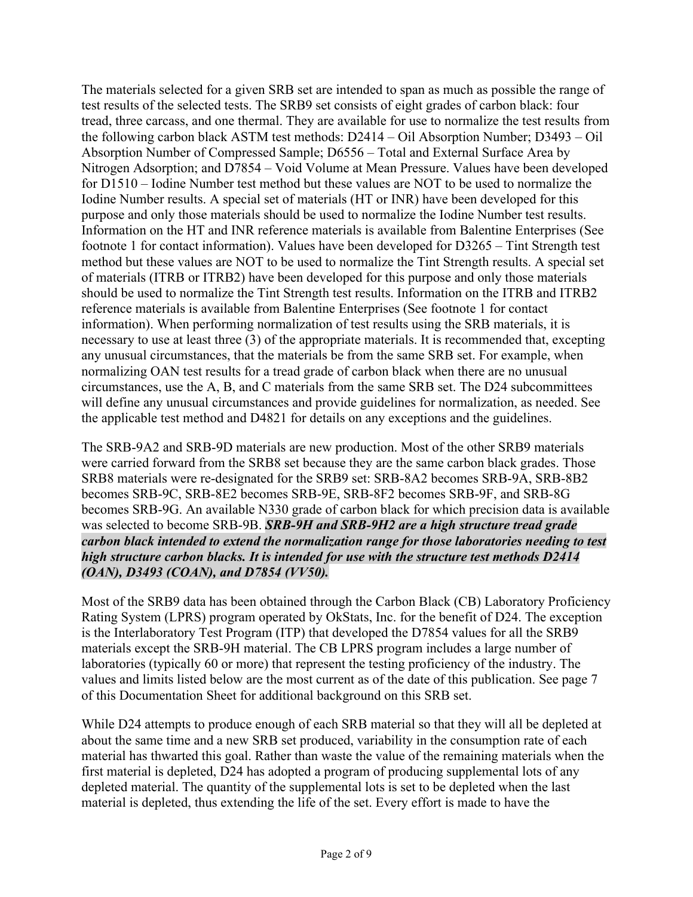The materials selected for a given SRB set are intended to span as much as possible the range of test results of the selected tests. The SRB9 set consists of eight grades of carbon black: four tread, three carcass, and one thermal. They are available for use to normalize the test results from the following carbon black ASTM test methods: D2414 – Oil Absorption Number; D3493 – Oil Absorption Number of Compressed Sample; D6556 – Total and External Surface Area by Nitrogen Adsorption; and D7854 – Void Volume at Mean Pressure. Values have been developed for D1510 – Iodine Number test method but these values are NOT to be used to normalize the Iodine Number results. A special set of materials (HT or INR) have been developed for this purpose and only those materials should be used to normalize the Iodine Number test results. Information on the HT and INR reference materials is available from Balentine Enterprises (See footnote 1 for contact information). Values have been developed for D3265 – Tint Strength test method but these values are NOT to be used to normalize the Tint Strength results. A special set of materials (ITRB or ITRB2) have been developed for this purpose and only those materials should be used to normalize the Tint Strength test results. Information on the ITRB and ITRB2 reference materials is available from Balentine Enterprises (See footnote 1 for contact information). When performing normalization of test results using the SRB materials, it is necessary to use at least three (3) of the appropriate materials. It is recommended that, excepting any unusual circumstances, that the materials be from the same SRB set. For example, when normalizing OAN test results for a tread grade of carbon black when there are no unusual circumstances, use the A, B, and C materials from the same SRB set. The D24 subcommittees will define any unusual circumstances and provide guidelines for normalization, as needed. See the applicable test method and D4821 for details on any exceptions and the guidelines.

The SRB-9A2 and SRB-9D materials are new production. Most of the other SRB9 materials were carried forward from the SRB8 set because they are the same carbon black grades. Those SRB8 materials were re-designated for the SRB9 set: SRB-8A2 becomes SRB-9A, SRB-8B2 becomes SRB-9C, SRB-8E2 becomes SRB-9E, SRB-8F2 becomes SRB-9F, and SRB-8G becomes SRB-9G. An available N330 grade of carbon black for which precision data is available was selected to become SRB-9B. ***SRB-9H and SRB-9H2 are a high structure tread grade carbon black intended to extend the normalization range for those laboratories needing to test high structure carbon blacks. It is intended for use with the structure test methods D2414 (OAN), D3493 (COAN), and D7854 (VV50).***

Most of the SRB9 data has been obtained through the Carbon Black (CB) Laboratory Proficiency Rating System (LPRS) program operated by OkStats, Inc. for the benefit of D24. The exception is the Interlaboratory Test Program (ITP) that developed the D7854 values for all the SRB9 materials except the SRB-9H material. The CB LPRS program includes a large number of laboratories (typically 60 or more) that represent the testing proficiency of the industry. The values and limits listed below are the most current as of the date of this publication. See page 7 of this Documentation Sheet for additional background on this SRB set.

While D24 attempts to produce enough of each SRB material so that they will all be depleted at about the same time and a new SRB set produced, variability in the consumption rate of each material has thwarted this goal. Rather than waste the value of the remaining materials when the first material is depleted, D24 has adopted a program of producing supplemental lots of any depleted material. The quantity of the supplemental lots is set to be depleted when the last material is depleted, thus extending the life of the set. Every effort is made to have the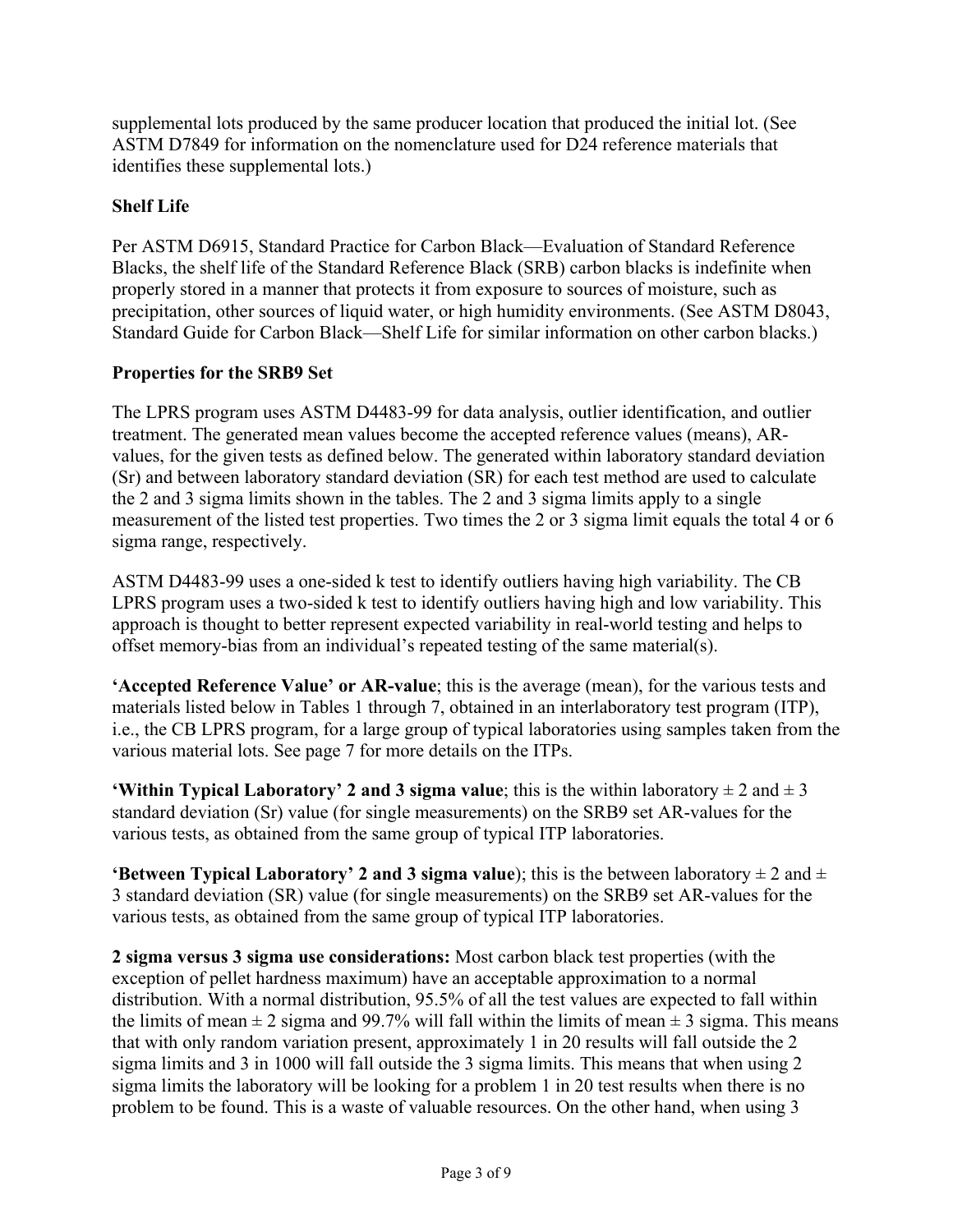supplemental lots produced by the same producer location that produced the initial lot. (See ASTM D7849 for information on the nomenclature used for D24 reference materials that identifies these supplemental lots.)

### Shelf Life

Per ASTM D6915, Standard Practice for Carbon Black—Evaluation of Standard Reference Blacks, the shelf life of the Standard Reference Black (SRB) carbon blacks is indefinite when properly stored in a manner that protects it from exposure to sources of moisture, such as precipitation, other sources of liquid water, or high humidity environments. (See ASTM D8043, Standard Guide for Carbon Black—Shelf Life for similar information on other carbon blacks.)

### Properties for the SRB9 Set

The LPRS program uses ASTM D4483-99 for data analysis, outlier identification, and outlier treatment. The generated mean values become the accepted reference values (means), AR-values, for the given tests as defined below. The generated within laboratory standard deviation (Sr) and between laboratory standard deviation (SR) for each test method are used to calculate the 2 and 3 sigma limits shown in the tables. The 2 and 3 sigma limits apply to a single measurement of the listed test properties. Two times the 2 or 3 sigma limit equals the total 4 or 6 sigma range, respectively.

ASTM D4483-99 uses a one-sided k test to identify outliers having high variability. The CB LPRS program uses a two-sided k test to identify outliers having high and low variability. This approach is thought to better represent expected variability in real-world testing and helps to offset memory-bias from an individual's repeated testing of the same material(s).

**'Accepted Reference Value' or AR-value**; this is the average (mean), for the various tests and materials listed below in Tables 1 through 7, obtained in an interlaboratory test program (ITP), i.e., the CB LPRS program, for a large group of typical laboratories using samples taken from the various material lots. See page 7 for more details on the ITPs.

**'Within Typical Laboratory' 2 and 3 sigma value**; this is the within laboratory ± 2 and ± 3 standard deviation (Sr) value (for single measurements) on the SRB9 set AR-values for the various tests, as obtained from the same group of typical ITP laboratories.

**'Between Typical Laboratory' 2 and 3 sigma value**); this is the between laboratory ± 2 and ± 3 standard deviation (SR) value (for single measurements) on the SRB9 set AR-values for the various tests, as obtained from the same group of typical ITP laboratories.

**2 sigma versus 3 sigma use considerations:** Most carbon black test properties (with the exception of pellet hardness maximum) have an acceptable approximation to a normal distribution. With a normal distribution, 95.5% of all the test values are expected to fall within the limits of mean ± 2 sigma and 99.7% will fall within the limits of mean ± 3 sigma. This means that with only random variation present, approximately 1 in 20 results will fall outside the 2 sigma limits and 3 in 1000 will fall outside the 3 sigma limits. This means that when using 2 sigma limits the laboratory will be looking for a problem 1 in 20 test results when there is no problem to be found. This is a waste of valuable resources. On the other hand, when using 3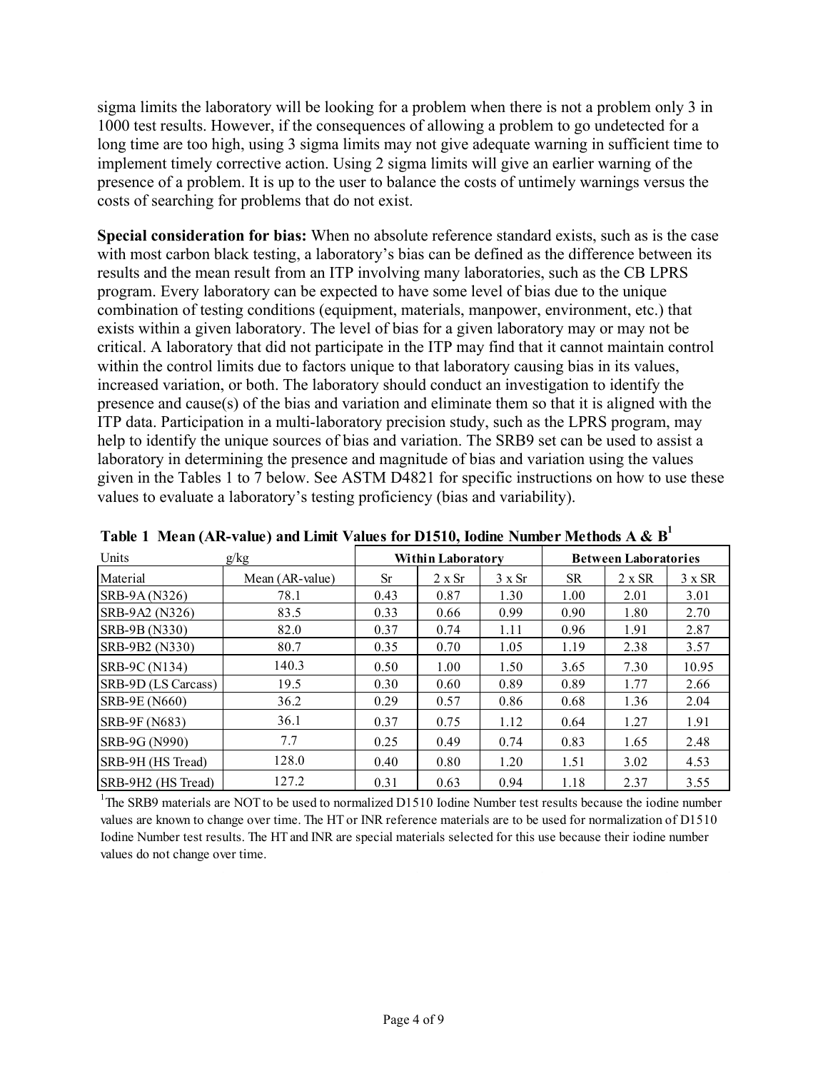sigma limits the laboratory will be looking for a problem when there is not a problem only 3 in 1000 test results. However, if the consequences of allowing a problem to go undetected for a long time are too high, using 3 sigma limits may not give adequate warning in sufficient time to implement timely corrective action. Using 2 sigma limits will give an earlier warning of the presence of a problem. It is up to the user to balance the costs of untimely warnings versus the costs of searching for problems that do not exist.

**Special consideration for bias:** When no absolute reference standard exists, such as is the case with most carbon black testing, a laboratory's bias can be defined as the difference between its results and the mean result from an ITP involving many laboratories, such as the CB LPRS program. Every laboratory can be expected to have some level of bias due to the unique combination of testing conditions (equipment, materials, manpower, environment, etc.) that exists within a given laboratory. The level of bias for a given laboratory may or may not be critical. A laboratory that did not participate in the ITP may find that it cannot maintain control within the control limits due to factors unique to that laboratory causing bias in its values, increased variation, or both. The laboratory should conduct an investigation to identify the presence and cause(s) of the bias and variation and eliminate them so that it is aligned with the ITP data. Participation in a multi-laboratory precision study, such as the LPRS program, may help to identify the unique sources of bias and variation. The SRB9 set can be used to assist a laboratory in determining the presence and magnitude of bias and variation using the values given in the Tables 1 to 7 below. See ASTM D4821 for specific instructions on how to use these values to evaluate a laboratory's testing proficiency (bias and variability).

**Table 1 Mean (AR-value) and Limit Values for D1510, Iodine Number Methods A & B[1]**

| Units | g/kg | Within Laboratory | | | Between Laboratories | | |
|---|---|---|---|---|---|---|---|
| Material | Mean (AR-value) | Sr | 2 x Sr | 3 x Sr | SR | 2 x SR | 3 x SR |
| SRB-9A (N326) | 78.1 | 0.43 | 0.87 | 1.30 | 1.00 | 2.01 | 3.01 |
| SRB-9A2 (N326) | 83.5 | 0.33 | 0.66 | 0.99 | 0.90 | 1.80 | 2.70 |
| SRB-9B (N330) | 82.0 | 0.37 | 0.74 | 1.11 | 0.96 | 1.91 | 2.87 |
| SRB-9B2 (N330) | 80.7 | 0.35 | 0.70 | 1.05 | 1.19 | 2.38 | 3.57 |
| SRB-9C (N134) | 140.3 | 0.50 | 1.00 | 1.50 | 3.65 | 7.30 | 10.95 |
| SRB-9D (LS Carcass) | 19.5 | 0.30 | 0.60 | 0.89 | 0.89 | 1.77 | 2.66 |
| SRB-9E (N660) | 36.2 | 0.29 | 0.57 | 0.86 | 0.68 | 1.36 | 2.04 |
| SRB-9F (N683) | 36.1 | 0.37 | 0.75 | 1.12 | 0.64 | 1.27 | 1.91 |
| SRB-9G (N990) | 7.7 | 0.25 | 0.49 | 0.74 | 0.83 | 1.65 | 2.48 |
| SRB-9H (HS Tread) | 128.0 | 0.40 | 0.80 | 1.20 | 1.51 | 3.02 | 4.53 |
| SRB-9H2 (HS Tread) | 127.2 | 0.31 | 0.63 | 0.94 | 1.18 | 2.37 | 3.55 |

[1]The SRB9 materials are NOT to be used to normalized D1510 Iodine Number test results because the iodine number values are known to change over time. The HT or INR reference materials are to be used for normalization of D1510 Iodine Number test results. The HT and INR are special materials selected for this use because their iodine number values do not change over time.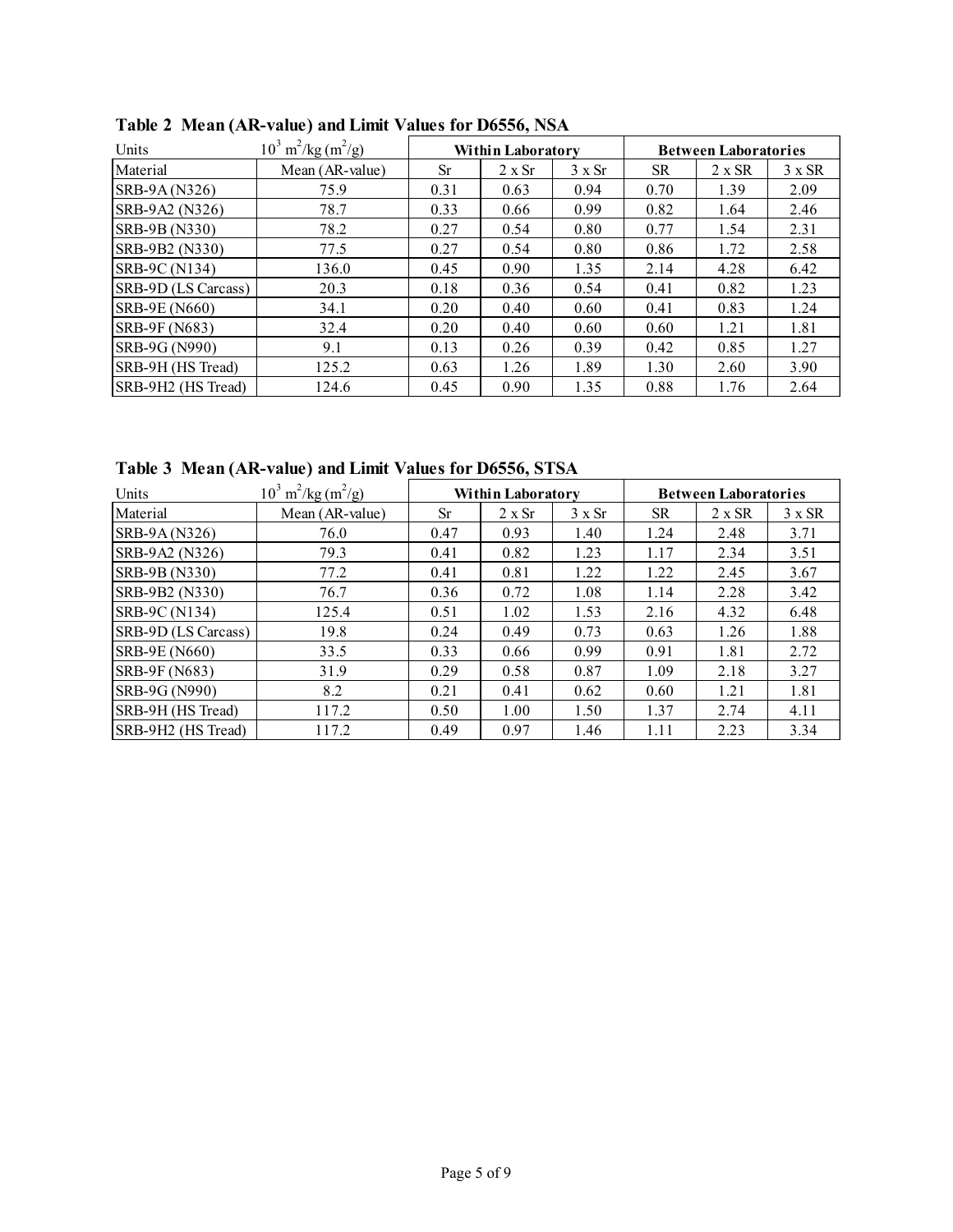**Table 2 Mean (AR-value) and Limit Values for D6556, NSA**

| Units | $10^3$ m$^2$/kg (m$^2$/g) | Within Laboratory | | | Between Laboratories | | |
|---|---|---|---|---|---|---|---|
| Material | Mean (AR-value) | Sr | 2 x Sr | 3 x Sr | SR | 2 x SR | 3 x SR |
| SRB-9A (N326) | 75.9 | 0.31 | 0.63 | 0.94 | 0.70 | 1.39 | 2.09 |
| SRB-9A2 (N326) | 78.7 | 0.33 | 0.66 | 0.99 | 0.82 | 1.64 | 2.46 |
| SRB-9B (N330) | 78.2 | 0.27 | 0.54 | 0.80 | 0.77 | 1.54 | 2.31 |
| SRB-9B2 (N330) | 77.5 | 0.27 | 0.54 | 0.80 | 0.86 | 1.72 | 2.58 |
| SRB-9C (N134) | 136.0 | 0.45 | 0.90 | 1.35 | 2.14 | 4.28 | 6.42 |
| SRB-9D (LS Carcass) | 20.3 | 0.18 | 0.36 | 0.54 | 0.41 | 0.82 | 1.23 |
| SRB-9E (N660) | 34.1 | 0.20 | 0.40 | 0.60 | 0.41 | 0.83 | 1.24 |
| SRB-9F (N683) | 32.4 | 0.20 | 0.40 | 0.60 | 0.60 | 1.21 | 1.81 |
| SRB-9G (N990) | 9.1 | 0.13 | 0.26 | 0.39 | 0.42 | 0.85 | 1.27 |
| SRB-9H (HS Tread) | 125.2 | 0.63 | 1.26 | 1.89 | 1.30 | 2.60 | 3.90 |
| SRB-9H2 (HS Tread) | 124.6 | 0.45 | 0.90 | 1.35 | 0.88 | 1.76 | 2.64 |

**Table 3 Mean (AR-value) and Limit Values for D6556, STSA**

| Units | $10^3$ m$^2$/kg (m$^2$/g) | Within Laboratory | | | Between Laboratories | | |
|---|---|---|---|---|---|---|---|
| Material | Mean (AR-value) | Sr | 2 x Sr | 3 x Sr | SR | 2 x SR | 3 x SR |
| SRB-9A (N326) | 76.0 | 0.47 | 0.93 | 1.40 | 1.24 | 2.48 | 3.71 |
| SRB-9A2 (N326) | 79.3 | 0.41 | 0.82 | 1.23 | 1.17 | 2.34 | 3.51 |
| SRB-9B (N330) | 77.2 | 0.41 | 0.81 | 1.22 | 1.22 | 2.45 | 3.67 |
| SRB-9B2 (N330) | 76.7 | 0.36 | 0.72 | 1.08 | 1.14 | 2.28 | 3.42 |
| SRB-9C (N134) | 125.4 | 0.51 | 1.02 | 1.53 | 2.16 | 4.32 | 6.48 |
| SRB-9D (LS Carcass) | 19.8 | 0.24 | 0.49 | 0.73 | 0.63 | 1.26 | 1.88 |
| SRB-9E (N660) | 33.5 | 0.33 | 0.66 | 0.99 | 0.91 | 1.81 | 2.72 |
| SRB-9F (N683) | 31.9 | 0.29 | 0.58 | 0.87 | 1.09 | 2.18 | 3.27 |
| SRB-9G (N990) | 8.2 | 0.21 | 0.41 | 0.62 | 0.60 | 1.21 | 1.81 |
| SRB-9H (HS Tread) | 117.2 | 0.50 | 1.00 | 1.50 | 1.37 | 2.74 | 4.11 |
| SRB-9H2 (HS Tread) | 117.2 | 0.49 | 0.97 | 1.46 | 1.11 | 2.23 | 3.34 |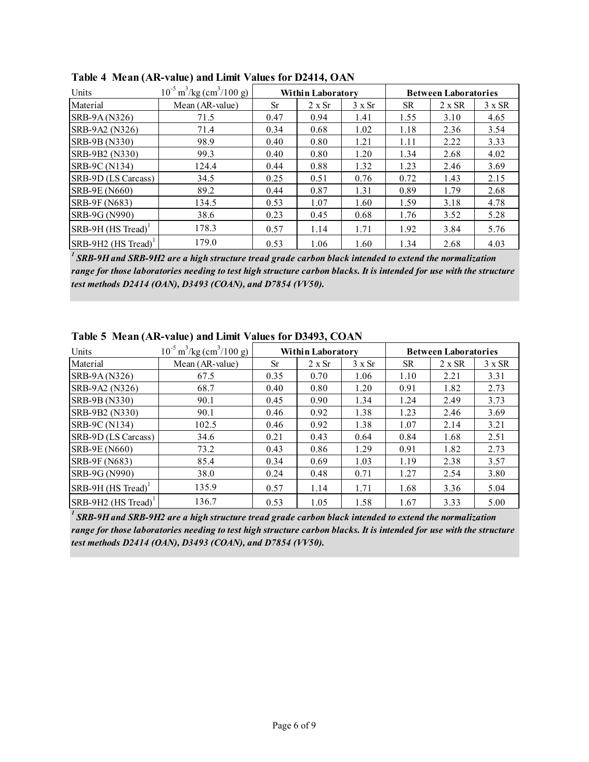**Table 4 Mean (AR-value) and Limit Values for D2414, OAN**

| Units | $10^{-5}$ m$^3$/kg (cm$^3$/100 g) | Within Laboratory | | | Between Laboratories | | |
|---|---|---|---|---|---|---|---|
| Material | Mean (AR-value) | Sr | 2 x Sr | 3 x Sr | SR | 2 x SR | 3 x SR |
| SRB-9A (N326) | 71.5 | 0.47 | 0.94 | 1.41 | 1.55 | 3.10 | 4.65 |
| SRB-9A2 (N326) | 71.4 | 0.34 | 0.68 | 1.02 | 1.18 | 2.36 | 3.54 |
| SRB-9B (N330) | 98.9 | 0.40 | 0.80 | 1.21 | 1.11 | 2.22 | 3.33 |
| SRB-9B2 (N330) | 99.3 | 0.40 | 0.80 | 1.20 | 1.34 | 2.68 | 4.02 |
| SRB-9C (N134) | 124.4 | 0.44 | 0.88 | 1.32 | 1.23 | 2.46 | 3.69 |
| SRB-9D (LS Carcass) | 34.5 | 0.25 | 0.51 | 0.76 | 0.72 | 1.43 | 2.15 |
| SRB-9E (N660) | 89.2 | 0.44 | 0.87 | 1.31 | 0.89 | 1.79 | 2.68 |
| SRB-9F (N683) | 134.5 | 0.53 | 1.07 | 1.60 | 1.59 | 3.18 | 4.78 |
| SRB-9G (N990) | 38.6 | 0.23 | 0.45 | 0.68 | 1.76 | 3.52 | 5.28 |
| SRB-9H (HS Tread)[1] | 178.3 | 0.57 | 1.14 | 1.71 | 1.92 | 3.84 | 5.76 |
| SRB-9H2 (HS Tread)[1] | 179.0 | 0.53 | 1.06 | 1.60 | 1.34 | 2.68 | 4.03 |

***[1] SRB-9H and SRB-9H2 are a high structure tread grade carbon black intended to extend the normalization range for those laboratories needing to test high structure carbon blacks. It is intended for use with the structure test methods D2414 (OAN), D3493 (COAN), and D7854 (VV50).***

**Table 5 Mean (AR-value) and Limit Values for D3493, COAN**

| Units | $10^{-5}$ m$^3$/kg (cm$^3$/100 g) | Within Laboratory | | | Between Laboratories | | |
|---|---|---|---|---|---|---|---|
| Material | Mean (AR-value) | Sr | 2 x Sr | 3 x Sr | SR | 2 x SR | 3 x SR |
| SRB-9A (N326) | 67.5 | 0.35 | 0.70 | 1.06 | 1.10 | 2.21 | 3.31 |
| SRB-9A2 (N326) | 68.7 | 0.40 | 0.80 | 1.20 | 0.91 | 1.82 | 2.73 |
| SRB-9B (N330) | 90.1 | 0.45 | 0.90 | 1.34 | 1.24 | 2.49 | 3.73 |
| SRB-9B2 (N330) | 90.1 | 0.46 | 0.92 | 1.38 | 1.23 | 2.46 | 3.69 |
| SRB-9C (N134) | 102.5 | 0.46 | 0.92 | 1.38 | 1.07 | 2.14 | 3.21 |
| SRB-9D (LS Carcass) | 34.6 | 0.21 | 0.43 | 0.64 | 0.84 | 1.68 | 2.51 |
| SRB-9E (N660) | 73.2 | 0.43 | 0.86 | 1.29 | 0.91 | 1.82 | 2.73 |
| SRB-9F (N683) | 85.4 | 0.34 | 0.69 | 1.03 | 1.19 | 2.38 | 3.57 |
| SRB-9G (N990) | 38.0 | 0.24 | 0.48 | 0.71 | 1.27 | 2.54 | 3.80 |
| SRB-9H (HS Tread)[1] | 135.9 | 0.57 | 1.14 | 1.71 | 1.68 | 3.36 | 5.04 |
| SRB-9H2 (HS Tread)[1] | 136.7 | 0.53 | 1.05 | 1.58 | 1.67 | 3.33 | 5.00 |

***[1] SRB-9H and SRB-9H2 are a high structure tread grade carbon black intended to extend the normalization range for those laboratories needing to test high structure carbon blacks. It is intended for use with the structure test methods D2414 (OAN), D3493 (COAN), and D7854 (VV50).***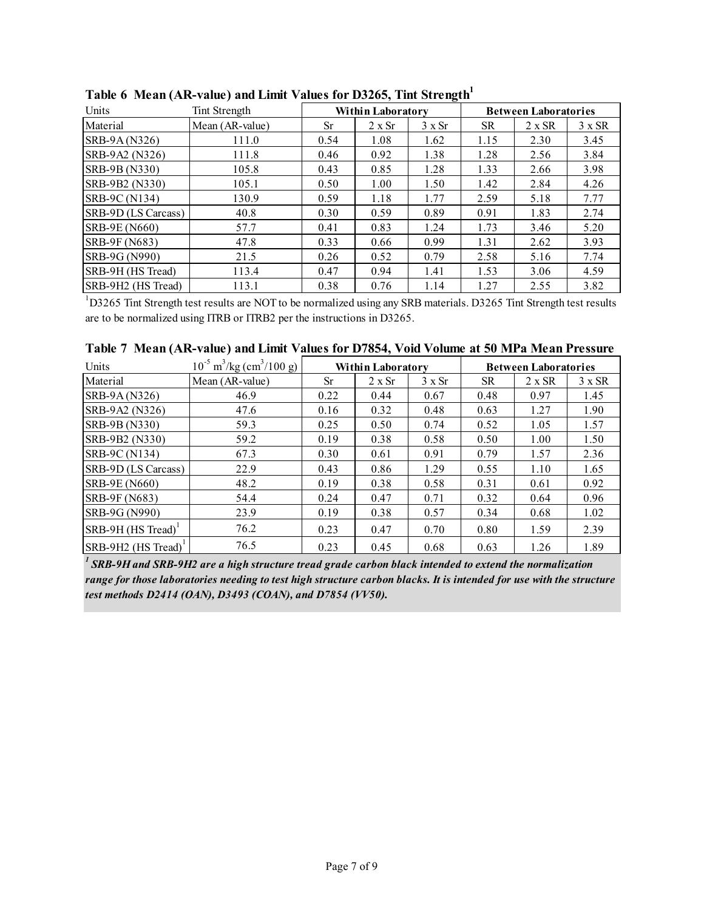**Table 6 Mean (AR-value) and Limit Values for D3265, Tint Strength[1]**

| Units | Tint Strength | Within Laboratory | | | Between Laboratories | | |
|---|---|---|---|---|---|---|---|
| Material | Mean (AR-value) | Sr | 2 x Sr | 3 x Sr | SR | 2 x SR | 3 x SR |
| SRB-9A (N326) | 111.0 | 0.54 | 1.08 | 1.62 | 1.15 | 2.30 | 3.45 |
| SRB-9A2 (N326) | 111.8 | 0.46 | 0.92 | 1.38 | 1.28 | 2.56 | 3.84 |
| SRB-9B (N330) | 105.8 | 0.43 | 0.85 | 1.28 | 1.33 | 2.66 | 3.98 |
| SRB-9B2 (N330) | 105.1 | 0.50 | 1.00 | 1.50 | 1.42 | 2.84 | 4.26 |
| SRB-9C (N134) | 130.9 | 0.59 | 1.18 | 1.77 | 2.59 | 5.18 | 7.77 |
| SRB-9D (LS Carcass) | 40.8 | 0.30 | 0.59 | 0.89 | 0.91 | 1.83 | 2.74 |
| SRB-9E (N660) | 57.7 | 0.41 | 0.83 | 1.24 | 1.73 | 3.46 | 5.20 |
| SRB-9F (N683) | 47.8 | 0.33 | 0.66 | 0.99 | 1.31 | 2.62 | 3.93 |
| SRB-9G (N990) | 21.5 | 0.26 | 0.52 | 0.79 | 2.58 | 5.16 | 7.74 |
| SRB-9H (HS Tread) | 113.4 | 0.47 | 0.94 | 1.41 | 1.53 | 3.06 | 4.59 |
| SRB-9H2 (HS Tread) | 113.1 | 0.38 | 0.76 | 1.14 | 1.27 | 2.55 | 3.82 |

[1] D3265 Tint Strength test results are NOT to be normalized using any SRB materials. D3265 Tint Strength test results are to be normalized using ITRB or ITRB2 per the instructions in D3265.

**Table 7 Mean (AR-value) and Limit Values for D7854, Void Volume at 50 MPa Mean Pressure**

| Units | $10^{-5}$ $m^3$/kg ($cm^3$/100 g) | Within Laboratory | | | Between Laboratories | | |
|---|---|---|---|---|---|---|---|
| Material | Mean (AR-value) | Sr | 2 x Sr | 3 x Sr | SR | 2 x SR | 3 x SR |
| SRB-9A (N326) | 46.9 | 0.22 | 0.44 | 0.67 | 0.48 | 0.97 | 1.45 |
| SRB-9A2 (N326) | 47.6 | 0.16 | 0.32 | 0.48 | 0.63 | 1.27 | 1.90 |
| SRB-9B (N330) | 59.3 | 0.25 | 0.50 | 0.74 | 0.52 | 1.05 | 1.57 |
| SRB-9B2 (N330) | 59.2 | 0.19 | 0.38 | 0.58 | 0.50 | 1.00 | 1.50 |
| SRB-9C (N134) | 67.3 | 0.30 | 0.61 | 0.91 | 0.79 | 1.57 | 2.36 |
| SRB-9D (LS Carcass) | 22.9 | 0.43 | 0.86 | 1.29 | 0.55 | 1.10 | 1.65 |
| SRB-9E (N660) | 48.2 | 0.19 | 0.38 | 0.58 | 0.31 | 0.61 | 0.92 |
| SRB-9F (N683) | 54.4 | 0.24 | 0.47 | 0.71 | 0.32 | 0.64 | 0.96 |
| SRB-9G (N990) | 23.9 | 0.19 | 0.38 | 0.57 | 0.34 | 0.68 | 1.02 |
| SRB-9H (HS Tread)[1] | 76.2 | 0.23 | 0.47 | 0.70 | 0.80 | 1.59 | 2.39 |
| SRB-9H2 (HS Tread)[1] | 76.5 | 0.23 | 0.45 | 0.68 | 0.63 | 1.26 | 1.89 |

***[1] SRB-9H and SRB-9H2 are a high structure tread grade carbon black intended to extend the normalization range for those laboratories needing to test high structure carbon blacks. It is intended for use with the structure test methods D2414 (OAN), D3493 (COAN), and D7854 (VV50).***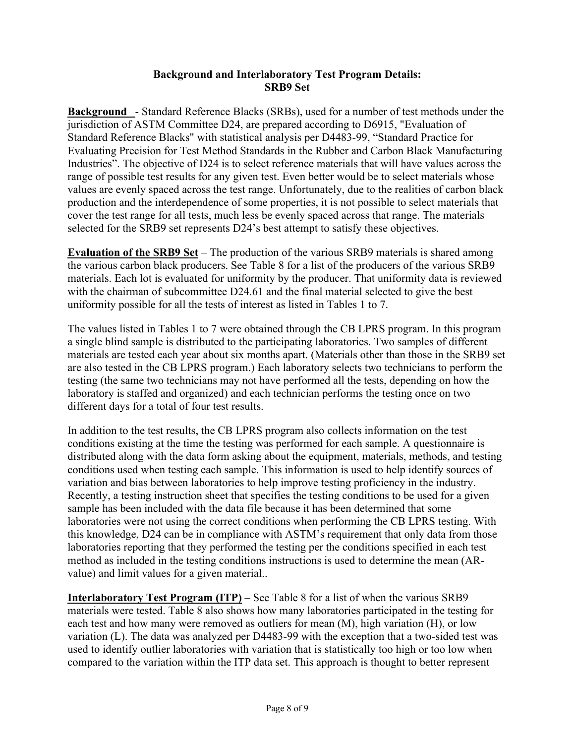**Background and Interlaboratory Test Program Details:**
**SRB9 Set**

**Background** - Standard Reference Blacks (SRBs), used for a number of test methods under the jurisdiction of ASTM Committee D24, are prepared according to D6915, "Evaluation of Standard Reference Blacks" with statistical analysis per D4483-99, "Standard Practice for Evaluating Precision for Test Method Standards in the Rubber and Carbon Black Manufacturing Industries". The objective of D24 is to select reference materials that will have values across the range of possible test results for any given test. Even better would be to select materials whose values are evenly spaced across the test range. Unfortunately, due to the realities of carbon black production and the interdependence of some properties, it is not possible to select materials that cover the test range for all tests, much less be evenly spaced across that range. The materials selected for the SRB9 set represents D24's best attempt to satisfy these objectives.

**Evaluation of the SRB9 Set** – The production of the various SRB9 materials is shared among the various carbon black producers. See Table 8 for a list of the producers of the various SRB9 materials. Each lot is evaluated for uniformity by the producer. That uniformity data is reviewed with the chairman of subcommittee D24.61 and the final material selected to give the best uniformity possible for all the tests of interest as listed in Tables 1 to 7.

The values listed in Tables 1 to 7 were obtained through the CB LPRS program. In this program a single blind sample is distributed to the participating laboratories. Two samples of different materials are tested each year about six months apart. (Materials other than those in the SRB9 set are also tested in the CB LPRS program.) Each laboratory selects two technicians to perform the testing (the same two technicians may not have performed all the tests, depending on how the laboratory is staffed and organized) and each technician performs the testing once on two different days for a total of four test results.

In addition to the test results, the CB LPRS program also collects information on the test conditions existing at the time the testing was performed for each sample. A questionnaire is distributed along with the data form asking about the equipment, materials, methods, and testing conditions used when testing each sample. This information is used to help identify sources of variation and bias between laboratories to help improve testing proficiency in the industry. Recently, a testing instruction sheet that specifies the testing conditions to be used for a given sample has been included with the data file because it has been determined that some laboratories were not using the correct conditions when performing the CB LPRS testing. With this knowledge, D24 can be in compliance with ASTM's requirement that only data from those laboratories reporting that they performed the testing per the conditions specified in each test method as included in the testing conditions instructions is used to determine the mean (AR-value) and limit values for a given material..

**Interlaboratory Test Program (ITP)** – See Table 8 for a list of when the various SRB9 materials were tested. Table 8 also shows how many laboratories participated in the testing for each test and how many were removed as outliers for mean (M), high variation (H), or low variation (L). The data was analyzed per D4483-99 with the exception that a two-sided test was used to identify outlier laboratories with variation that is statistically too high or too low when compared to the variation within the ITP data set. This approach is thought to better represent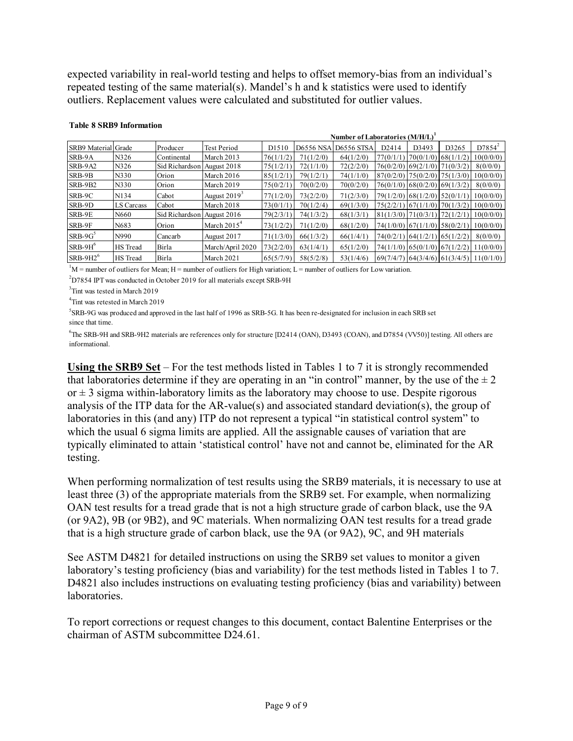expected variability in real-world testing and helps to offset memory-bias from an individual's repeated testing of the same material(s). Mandel's h and k statistics were used to identify outliers. Replacement values were calculated and substituted for outlier values.

**Table 8 SRB9 Information**

| | | | | Number of Laboratories (M/H/L)[1] | | | | | | |
|---|---|---|---|---|---|---|---|---|---|---|
| SRB9 Material | Grade | Producer | Test Period | D1510 | D6556 NSA | D6556 STSA | D2414 | D3493 | D3265 | D7854[2] |
| SRB-9A | N326 | Continental | March 2013 | 76(1/1/2) | 71(1/2/0) | 64(1/2/0) | 77(0/1/1) | 70(0/1/0) | 68(1/1/2) | 10(0/0/0) |
| SRB-9A2 | N326 | Sid Richardson | August 2018 | 75(1/2/1) | 72(1/1/0) | 72(2/2/0) | 76(0/2/0) | 69(2/1/0) | 71(0/3/2) | 8(0/0/0) |
| SRB-9B | N330 | Orion | March 2016 | 85(1/2/1) | 79(1/2/1) | 74(1/1/0) | 87(0/2/0) | 75(0/2/0) | 75(1/3/0) | 10(0/0/0) |
| SRB-9B2 | N330 | Orion | March 2019 | 75(0/2/1) | 70(0/2/0) | 70(0/2/0) | 76(0/1/0) | 68(0/2/0) | 69(1/3/2) | 8(0/0/0) |
| SRB-9C | N134 | Cabot | August 2019[3] | 77(1/2/0) | 73(2/2/0) | 71(2/3/0) | 79(1/2/0) | 68(1/2/0) | 52(0/1/1) | 10(0/0/0) |
| SRB-9D | LS Carcass | Cabot | March 2018 | 73(0/1/1) | 70(1/2/4) | 69(1/3/0) | 75(2/2/1) | 67(1/1/0) | 70(1/3/2) | 10(0/0/0) |
| SRB-9E | N660 | Sid Richardson | August 2016 | 79(2/3/1) | 74(1/3/2) | 68(1/3/1) | 81(1/3/0) | 71(0/3/1) | 72(1/2/1) | 10(0/0/0) |
| SRB-9F | N683 | Orion | March 2015[4] | 73(1/2/2) | 71(1/2/0) | 68(1/2/0) | 74(1/0/0) | 67(1/1/0) | 58(0/2/1) | 10(0/0/0) |
| SRB-9G[5] | N990 | Cancarb | August 2017 | 71(1/3/0) | 66(1/3/2) | 66(1/4/1) | 74(0/2/1) | 64(1/2/1) | 65(1/2/2) | 8(0/0/0) |
| SRB-9H[6] | HS Tread | Birla | March/April 2020 | 73(2/2/0) | 63(1/4/1) | 65(1/2/0) | 74(1/1/0) | 65(0/1/0) | 67(1/2/2) | 11(0/0/0) |
| SRB-9H2[6] | HS Tread | Birla | March 2021 | 65(5/7/9) | 58(5/2/8) | 53(1/4/6) | 69(7/4/7) | 64(3/4/6) | 61(3/4/5) | 11(0/1/0) |

[1]M = number of outliers for Mean; H = number of outliers for High variation; L = number of outliers for Low variation.

[2]D7854 IPT was conducted in October 2019 for all materials except SRB-9H

[3]Tint was tested in March 2019

[4]Tint was retested in March 2019

[5]SRB-9G was produced and approved in the last half of 1996 as SRB-5G. It has been re-designated for inclusion in each SRB set since that time.

[6]The SRB-9H and SRB-9H2 materials are references only for structure [D2414 (OAN), D3493 (COAN), and D7854 (VV50)] testing. All others are informational.

**Using the SRB9 Set** – For the test methods listed in Tables 1 to 7 it is strongly recommended that laboratories determine if they are operating in an "in control" manner, by the use of the ± 2 or ± 3 sigma within-laboratory limits as the laboratory may choose to use. Despite rigorous analysis of the ITP data for the AR-value(s) and associated standard deviation(s), the group of laboratories in this (and any) ITP do not represent a typical "in statistical control system" to which the usual 6 sigma limits are applied. All the assignable causes of variation that are typically eliminated to attain 'statistical control' have not and cannot be, eliminated for the AR testing.

When performing normalization of test results using the SRB9 materials, it is necessary to use at least three (3) of the appropriate materials from the SRB9 set. For example, when normalizing OAN test results for a tread grade that is not a high structure grade of carbon black, use the 9A (or 9A2), 9B (or 9B2), and 9C materials. When normalizing OAN test results for a tread grade that is a high structure grade of carbon black, use the 9A (or 9A2), 9C, and 9H materials

See ASTM D4821 for detailed instructions on using the SRB9 set values to monitor a given laboratory's testing proficiency (bias and variability) for the test methods listed in Tables 1 to 7. D4821 also includes instructions on evaluating testing proficiency (bias and variability) between laboratories.

To report corrections or request changes to this document, contact Balentine Enterprises or the chairman of ASTM subcommittee D24.61.